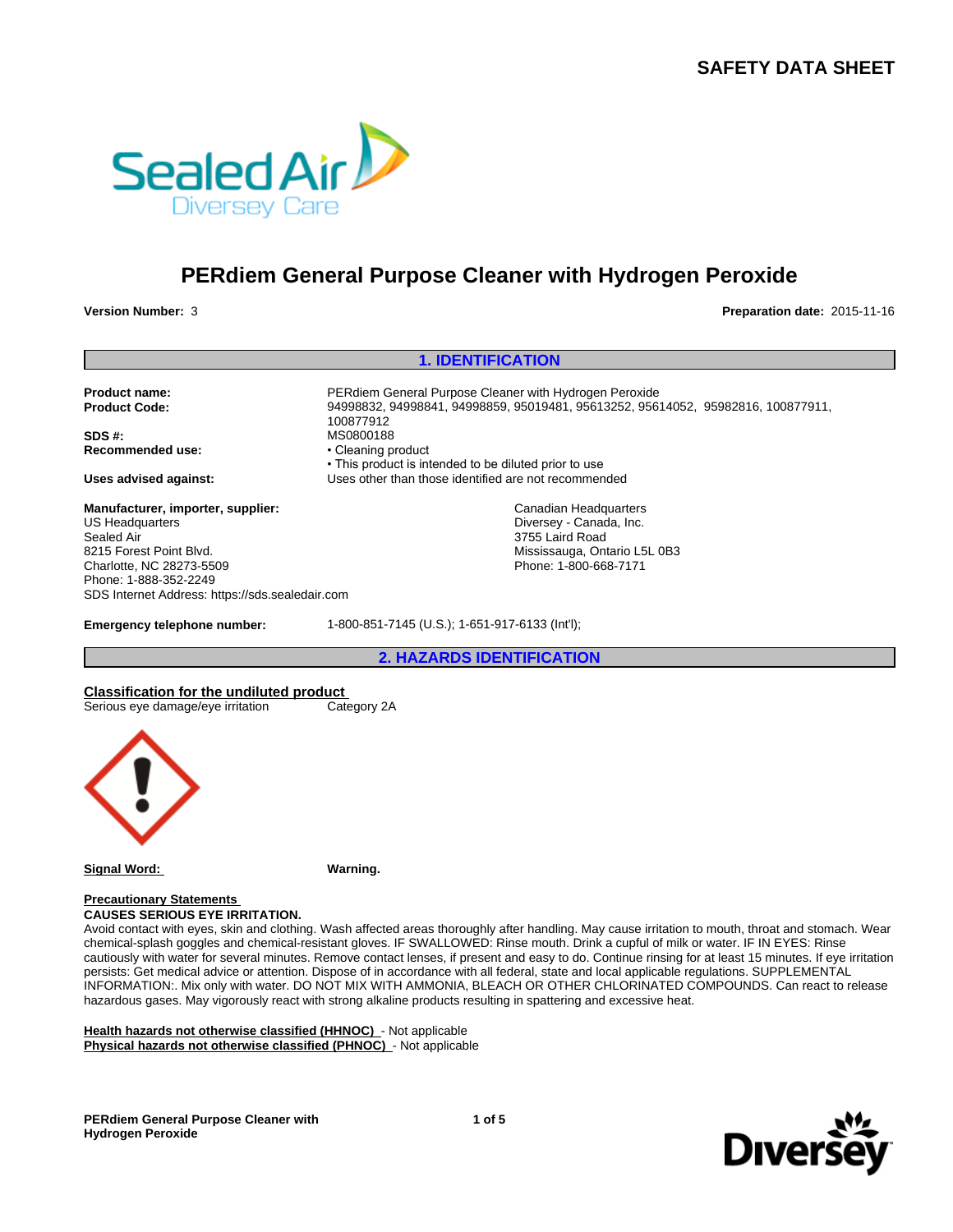# SAFETY DATA SHEET

# PERdiem General Purpose Cleaner with Hydrogen Peroxide

**Version Number:** 3

**Preparation date:** 2015-11-16

## 1. IDENTIFICATION

**Product name:** PERdiem General Purpose Cleaner with Hydrogen Peroxide

**Product Code:** 94998832, 94998841, 94998859, 95019481, 95613252, 95614052, 95982816, 100877911, 100877912

**SDS #:** MS0800188

**Recommended use:**
- Cleaning product
- This product is intended to be diluted prior to use

**Uses advised against:** Uses other than those identified are not recommended

**Manufacturer, importer, supplier:**

US Headquarters
Sealed Air
8215 Forest Point Blvd.
Charlotte, NC 28273-5509
Phone: 1-888-352-2249
SDS Internet Address: https://sds.sealedair.com

Canadian Headquarters
Diversey - Canada, Inc.
3755 Laird Road
Mississauga, Ontario L5L 0B3
Phone: 1-800-668-7171

**Emergency telephone number:** 1-800-851-7145 (U.S.); 1-651-917-6133 (Int'l);

## 2. HAZARDS IDENTIFICATION

**Classification for the undiluted product**

Serious eye damage/eye irritation Category 2A

**Signal Word:** **Warning.**

**Precautionary Statements**

**CAUSES SERIOUS EYE IRRITATION.**

Avoid contact with eyes, skin and clothing. Wash affected areas thoroughly after handling. May cause irritation to mouth, throat and stomach. Wear chemical-splash goggles and chemical-resistant gloves. IF SWALLOWED: Rinse mouth. Drink a cupful of milk or water. IF IN EYES: Rinse cautiously with water for several minutes. Remove contact lenses, if present and easy to do. Continue rinsing for at least 15 minutes. If eye irritation persists: Get medical advice or attention. Dispose of in accordance with all federal, state and local applicable regulations. SUPPLEMENTAL INFORMATION:. Mix only with water. DO NOT MIX WITH AMMONIA, BLEACH OR OTHER CHLORINATED COMPOUNDS. Can react to release hazardous gases. May vigorously react with strong alkaline products resulting in spattering and excessive heat.

**Health hazards not otherwise classified (HHNOC)** - Not applicable

**Physical hazards not otherwise classified (PHNOC)** - Not applicable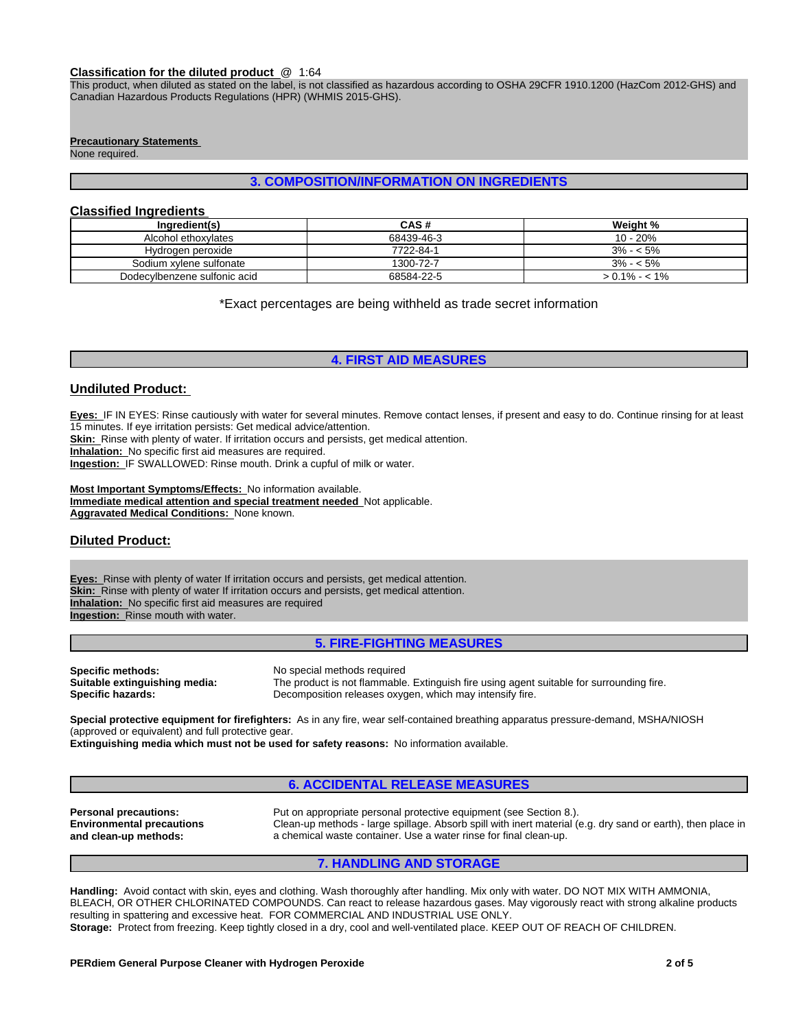**Classification for the diluted product** @ 1:64

This product, when diluted as stated on the label, is not classified as hazardous according to OSHA 29CFR 1910.1200 (HazCom 2012-GHS) and Canadian Hazardous Products Regulations (HPR) (WHMIS 2015-GHS).

**Precautionary Statements**

None required.

## 3. COMPOSITION/INFORMATION ON INGREDIENTS

### Classified Ingredients

| Ingredient(s) | CAS # | Weight % |
|---|---|---|
| Alcohol ethoxylates | 68439-46-3 | 10 - 20% |
| Hydrogen peroxide | 7722-84-1 | 3% - < 5% |
| Sodium xylene sulfonate | 1300-72-7 | 3% - < 5% |
| Dodecylbenzene sulfonic acid | 68584-22-5 | > 0.1% - < 1% |

*Exact percentages are being withheld as trade secret information

## 4. FIRST AID MEASURES

### Undiluted Product:

**Eyes:** IF IN EYES: Rinse cautiously with water for several minutes. Remove contact lenses, if present and easy to do. Continue rinsing for at least 15 minutes. If eye irritation persists: Get medical advice/attention.
**Skin:** Rinse with plenty of water. If irritation occurs and persists, get medical attention.
**Inhalation:** No specific first aid measures are required.
**Ingestion:** IF SWALLOWED: Rinse mouth. Drink a cupful of milk or water.

**Most Important Symptoms/Effects:** No information available.
**Immediate medical attention and special treatment needed** Not applicable.
**Aggravated Medical Conditions:** None known.

### Diluted Product:

**Eyes:** Rinse with plenty of water If irritation occurs and persists, get medical attention.
**Skin:** Rinse with plenty of water If irritation occurs and persists, get medical attention.
**Inhalation:** No specific first aid measures are required
**Ingestion:** Rinse mouth with water.

## 5. FIRE-FIGHTING MEASURES

**Specific methods:** No special methods required
**Suitable extinguishing media:** The product is not flammable. Extinguish fire using agent suitable for surrounding fire.
**Specific hazards:** Decomposition releases oxygen, which may intensify fire.

**Special protective equipment for firefighters:** As in any fire, wear self-contained breathing apparatus pressure-demand, MSHA/NIOSH (approved or equivalent) and full protective gear.
**Extinguishing media which must not be used for safety reasons:** No information available.

## 6. ACCIDENTAL RELEASE MEASURES

**Personal precautions:** Put on appropriate personal protective equipment (see Section 8.).
**Environmental precautions and clean-up methods:** Clean-up methods - large spillage. Absorb spill with inert material (e.g. dry sand or earth), then place in a chemical waste container. Use a water rinse for final clean-up.

## 7. HANDLING AND STORAGE

**Handling:** Avoid contact with skin, eyes and clothing. Wash thoroughly after handling. Mix only with water. DO NOT MIX WITH AMMONIA, BLEACH, OR OTHER CHLORINATED COMPOUNDS. Can react to release hazardous gases. May vigorously react with strong alkaline products resulting in spattering and excessive heat. FOR COMMERCIAL AND INDUSTRIAL USE ONLY.
**Storage:** Protect from freezing. Keep tightly closed in a dry, cool and well-ventilated place. KEEP OUT OF REACH OF CHILDREN.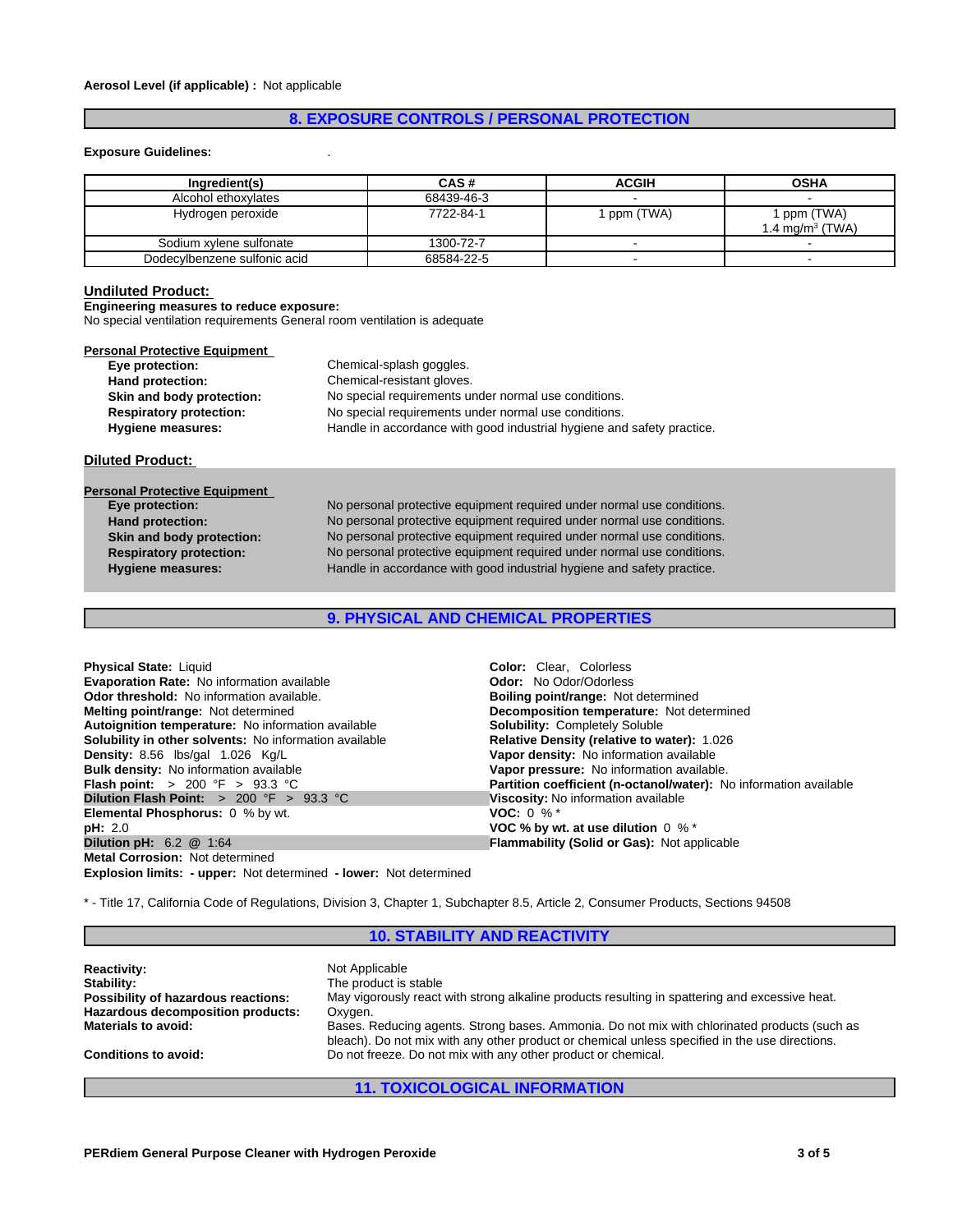**Aerosol Level (if applicable) :** Not applicable

## 8. EXPOSURE CONTROLS / PERSONAL PROTECTION

**Exposure Guidelines:** .

| Ingredient(s) | CAS # | ACGIH | OSHA |
|---|---|---|---|
| Alcohol ethoxylates | 68439-46-3 | - | - |
| Hydrogen peroxide | 7722-84-1 | 1 ppm (TWA) | 1 ppm (TWA)<br>1.4 mg/m$^3$ (TWA) |
| Sodium xylene sulfonate | 1300-72-7 | - | - |
| Dodecylbenzene sulfonic acid | 68584-22-5 | - | - |

### Undiluted Product:

**Engineering measures to reduce exposure:**
No special ventilation requirements General room ventilation is adequate

**Personal Protective Equipment**

- **Eye protection:** Chemical-splash goggles.
- **Hand protection:** Chemical-resistant gloves.
- **Skin and body protection:** No special requirements under normal use conditions.
- **Respiratory protection:** No special requirements under normal use conditions.
- **Hygiene measures:** Handle in accordance with good industrial hygiene and safety practice.

### Diluted Product:

**Personal Protective Equipment**

- **Eye protection:** No personal protective equipment required under normal use conditions.
- **Hand protection:** No personal protective equipment required under normal use conditions.
- **Skin and body protection:** No personal protective equipment required under normal use conditions.
- **Respiratory protection:** No personal protective equipment required under normal use conditions.
- **Hygiene measures:** Handle in accordance with good industrial hygiene and safety practice.

## 9. PHYSICAL AND CHEMICAL PROPERTIES

**Physical State:** Liquid
**Evaporation Rate:** No information available
**Odor threshold:** No information available.
**Melting point/range:** Not determined
**Autoignition temperature:** No information available
**Solubility in other solvents:** No information available
**Density:** 8.56 lbs/gal 1.026 Kg/L
**Bulk density:** No information available
**Flash point:** > 200 °F > 93.3 °C
**Dilution Flash Point:** > 200 °F > 93.3 °C
**Elemental Phosphorus:** 0 % by wt.
**pH:** 2.0
**Dilution pH:** 6.2 @ 1:64
**Metal Corrosion:** Not determined
**Explosion limits: - upper:** Not determined **- lower:** Not determined

**Color:** Clear, Colorless
**Odor:** No Odor/Odorless
**Boiling point/range:** Not determined
**Decomposition temperature:** Not determined
**Solubility:** Completely Soluble
**Relative Density (relative to water):** 1.026
**Vapor density:** No information available
**Vapor pressure:** No information available.
**Partition coefficient (n-octanol/water):** No information available
**Viscosity:** No information available
**VOC:** 0 % *
**VOC % by wt. at use dilution** 0 % *
**Flammability (Solid or Gas):** Not applicable

* - Title 17, California Code of Regulations, Division 3, Chapter 1, Subchapter 8.5, Article 2, Consumer Products, Sections 94508

## 10. STABILITY AND REACTIVITY

**Reactivity:** Not Applicable
**Stability:** The product is stable
**Possibility of hazardous reactions:** May vigorously react with strong alkaline products resulting in spattering and excessive heat.
**Hazardous decomposition products:** Oxygen.
**Materials to avoid:** Bases. Reducing agents. Strong bases. Ammonia. Do not mix with chlorinated products (such as bleach). Do not mix with any other product or chemical unless specified in the use directions.
**Conditions to avoid:** Do not freeze. Do not mix with any other product or chemical.

## 11. TOXICOLOGICAL INFORMATION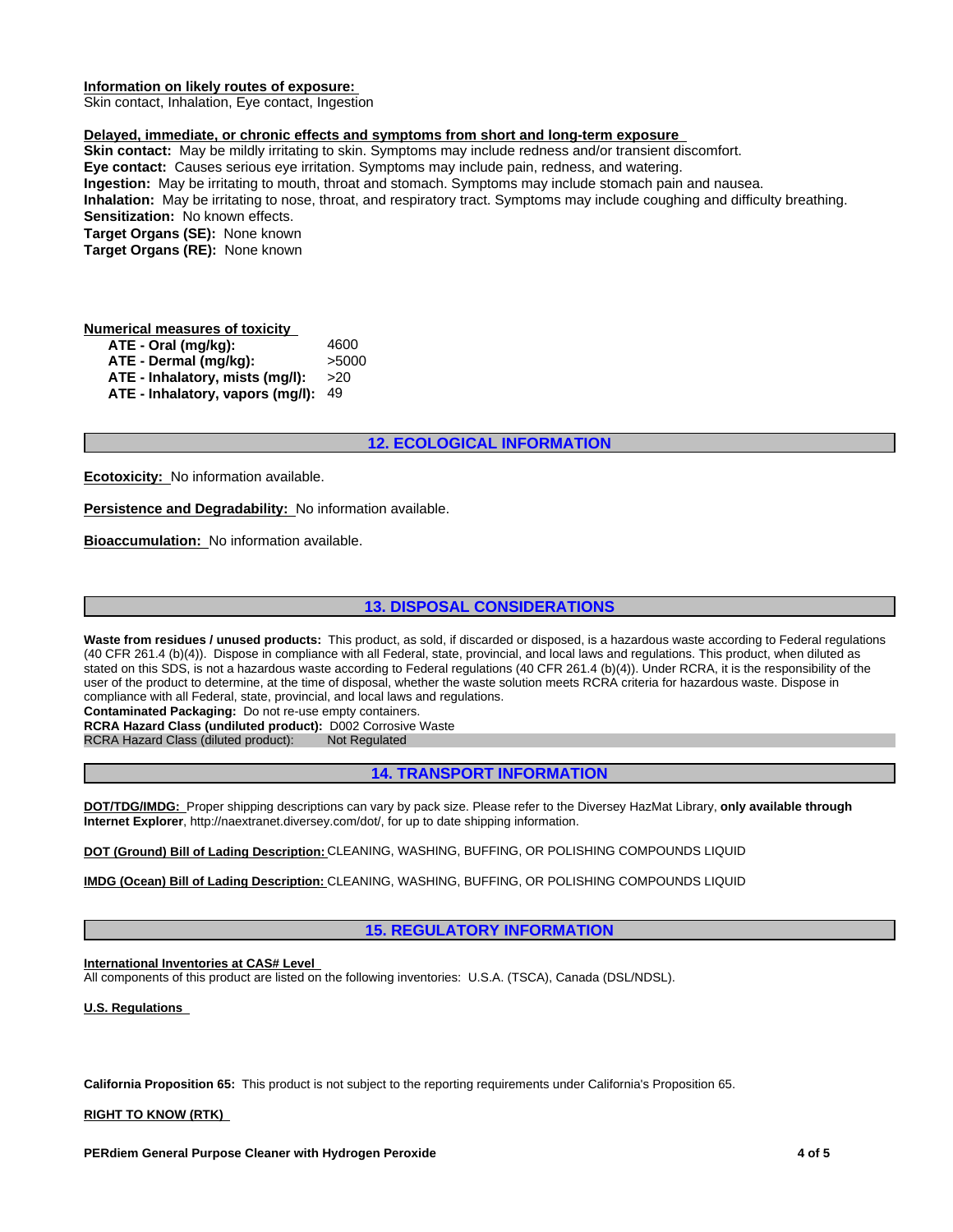**Information on likely routes of exposure:**
Skin contact, Inhalation, Eye contact, Ingestion

**Delayed, immediate, or chronic effects and symptoms from short and long-term exposure**
**Skin contact:** May be mildly irritating to skin. Symptoms may include redness and/or transient discomfort.
**Eye contact:** Causes serious eye irritation. Symptoms may include pain, redness, and watering.
**Ingestion:** May be irritating to mouth, throat and stomach. Symptoms may include stomach pain and nausea.
**Inhalation:** May be irritating to nose, throat, and respiratory tract. Symptoms may include coughing and difficulty breathing.
**Sensitization:** No known effects.
**Target Organs (SE):** None known
**Target Organs (RE):** None known

**Numerical measures of toxicity**

| | |
|---|---|
| **ATE - Oral (mg/kg):** | 4600 |
| **ATE - Dermal (mg/kg):** | >5000 |
| **ATE - Inhalatory, mists (mg/l):** | >20 |
| **ATE - Inhalatory, vapors (mg/l):** | 49 |

## 12. ECOLOGICAL INFORMATION

**Ecotoxicity:** No information available.

**Persistence and Degradability:** No information available.

**Bioaccumulation:** No information available.

## 13. DISPOSAL CONSIDERATIONS

**Waste from residues / unused products:** This product, as sold, if discarded or disposed, is a hazardous waste according to Federal regulations (40 CFR 261.4 (b)(4)). Dispose in compliance with all Federal, state, provincial, and local laws and regulations. This product, when diluted as stated on this SDS, is not a hazardous waste according to Federal regulations (40 CFR 261.4 (b)(4)). Under RCRA, it is the responsibility of the user of the product to determine, at the time of disposal, whether the waste solution meets RCRA criteria for hazardous waste. Dispose in compliance with all Federal, state, provincial, and local laws and regulations.
**Contaminated Packaging:** Do not re-use empty containers.
**RCRA Hazard Class (undiluted product):** D002 Corrosive Waste
RCRA Hazard Class (diluted product): Not Regulated

## 14. TRANSPORT INFORMATION

**DOT/TDG/IMDG:** Proper shipping descriptions can vary by pack size. Please refer to the Diversey HazMat Library, **only available through Internet Explorer**, http://naextranet.diversey.com/dot/, for up to date shipping information.

**DOT (Ground) Bill of Lading Description:** CLEANING, WASHING, BUFFING, OR POLISHING COMPOUNDS LIQUID

**IMDG (Ocean) Bill of Lading Description:** CLEANING, WASHING, BUFFING, OR POLISHING COMPOUNDS LIQUID

## 15. REGULATORY INFORMATION

**International Inventories at CAS# Level**
All components of this product are listed on the following inventories: U.S.A. (TSCA), Canada (DSL/NDSL).

**U.S. Regulations**

**California Proposition 65:** This product is not subject to the reporting requirements under California's Proposition 65.

**RIGHT TO KNOW (RTK)**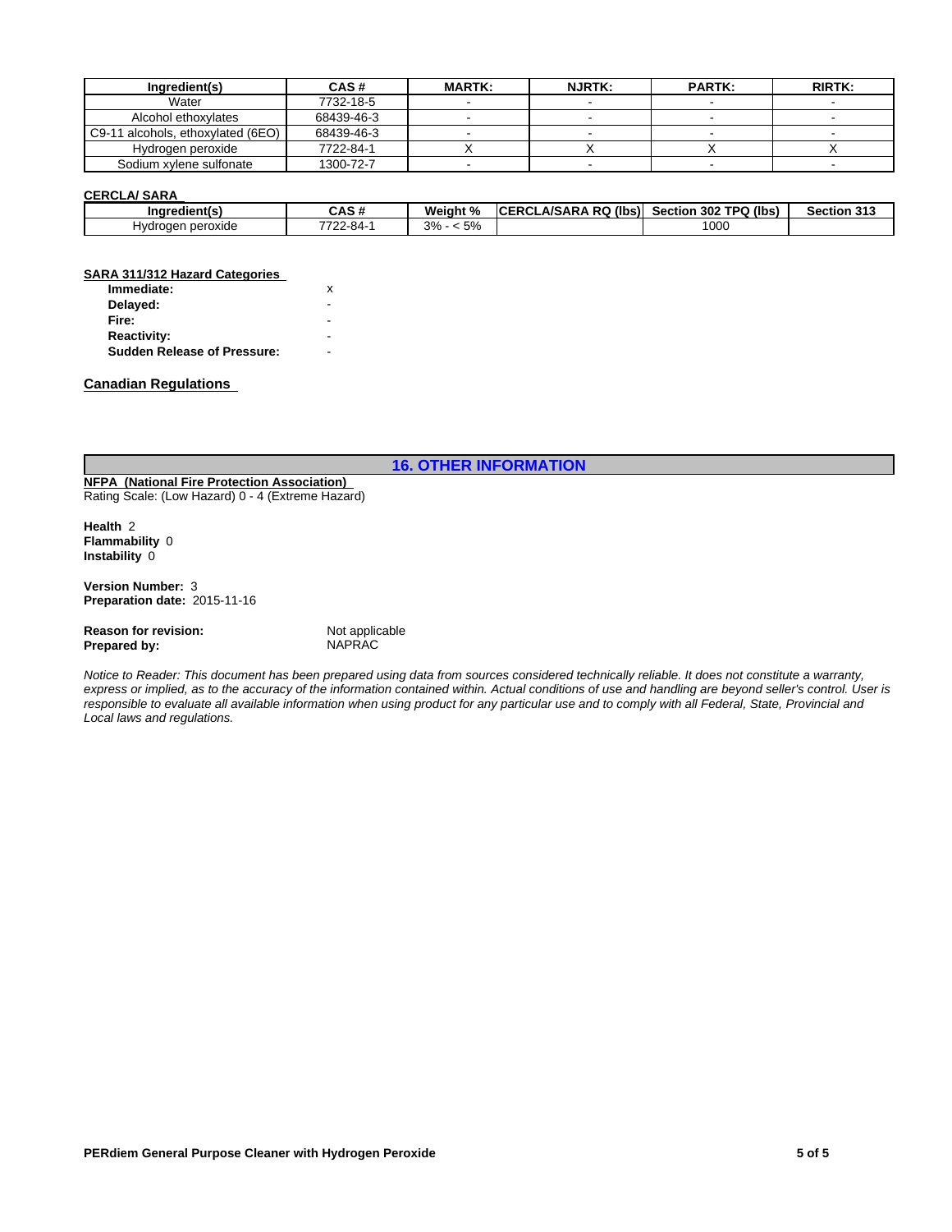| Ingredient(s) | CAS # | MARTK: | NJRTK: | PARTK: | RIRTK: |
|---|---|---|---|---|---|
| Water | 7732-18-5 | - | - | - | - |
| Alcohol ethoxylates | 68439-46-3 | - | - | - | - |
| C9-11 alcohols, ethoxylated (6EO) | 68439-46-3 | - | - | - | - |
| Hydrogen peroxide | 7722-84-1 | X | X | X | X |
| Sodium xylene sulfonate | 1300-72-7 | - | - | - | - |

**CERCLA/ SARA**

| Ingredient(s) | CAS # | Weight % | CERCLA/SARA RQ (lbs) | Section 302 TPQ (lbs) | Section 313 |
|---|---|---|---|---|---|
| Hydrogen peroxide | 7722-84-1 | 3% - < 5% | | 1000 | |

**SARA 311/312 Hazard Categories**

| | |
|---|---|
| **Immediate:** | x |
| **Delayed:** | - |
| **Fire:** | - |
| **Reactivity:** | - |
| **Sudden Release of Pressure:** | - |

**Canadian Regulations**

## 16. OTHER INFORMATION

**NFPA (National Fire Protection Association)**
Rating Scale: (Low Hazard) 0 - 4 (Extreme Hazard)

**Health** 2
**Flammability** 0
**Instability** 0

**Version Number:** 3
**Preparation date:** 2015-11-16

**Reason for revision:** Not applicable
**Prepared by:** NAPRAC

*Notice to Reader: This document has been prepared using data from sources considered technically reliable. It does not constitute a warranty, express or implied, as to the accuracy of the information contained within. Actual conditions of use and handling are beyond seller's control. User is responsible to evaluate all available information when using product for any particular use and to comply with all Federal, State, Provincial and Local laws and regulations.*